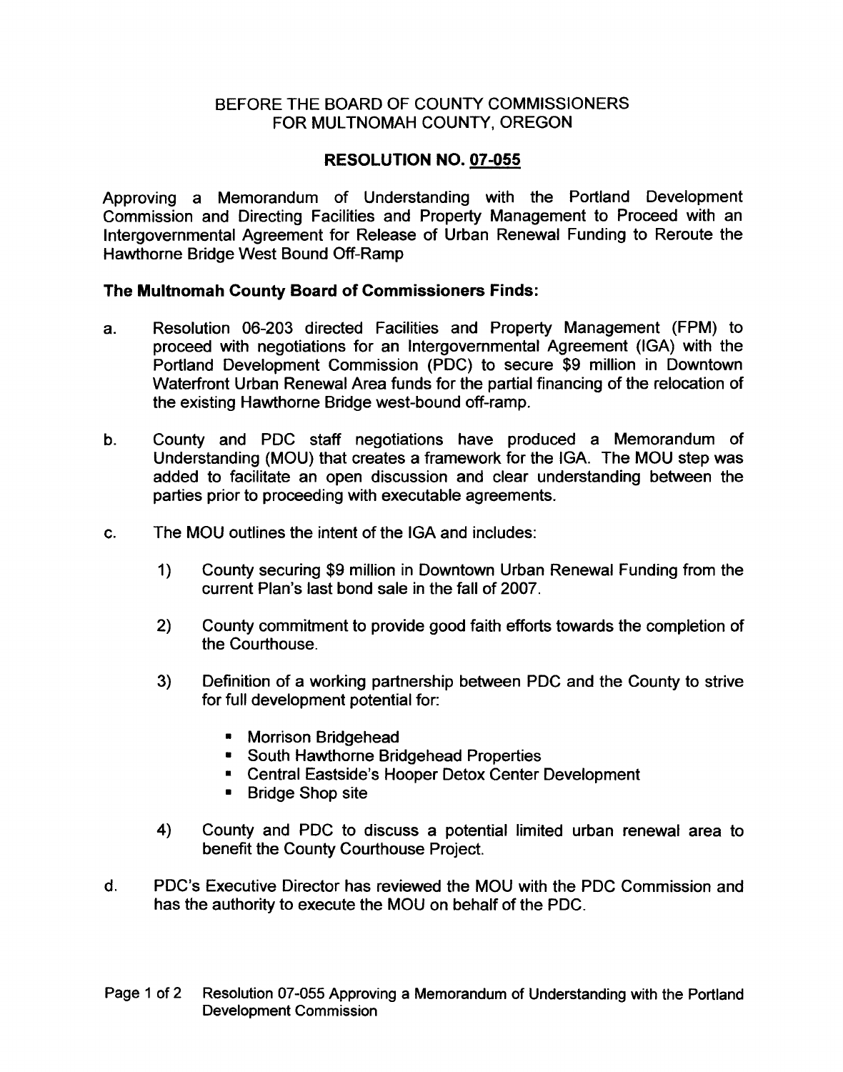BEFORE THE BOARD OF COUNTY COMMISSIONERS
FOR MULTNOMAH COUNTY, OREGON

# RESOLUTION NO. 07-055

Approving a Memorandum of Understanding with the Portland Development Commission and Directing Facilities and Property Management to Proceed with an Intergovernmental Agreement for Release of Urban Renewal Funding to Reroute the Hawthorne Bridge West Bound Off-Ramp

**The Multnomah County Board of Commissioners Finds:**

a. Resolution 06-203 directed Facilities and Property Management (FPM) to proceed with negotiations for an Intergovernmental Agreement (IGA) with the Portland Development Commission (PDC) to secure $9 million in Downtown Waterfront Urban Renewal Area funds for the partial financing of the relocation of the existing Hawthorne Bridge west-bound off-ramp.

b. County and PDC staff negotiations have produced a Memorandum of Understanding (MOU) that creates a framework for the IGA. The MOU step was added to facilitate an open discussion and clear understanding between the parties prior to proceeding with executable agreements.

c. The MOU outlines the intent of the IGA and includes:

   1) County securing $9 million in Downtown Urban Renewal Funding from the current Plan's last bond sale in the fall of 2007.

   2) County commitment to provide good faith efforts towards the completion of the Courthouse.

   3) Definition of a working partnership between PDC and the County to strive for full development potential for:

      - Morrison Bridgehead
      - South Hawthorne Bridgehead Properties
      - Central Eastside's Hooper Detox Center Development
      - Bridge Shop site

   4) County and PDC to discuss a potential limited urban renewal area to benefit the County Courthouse Project.

d. PDC's Executive Director has reviewed the MOU with the PDC Commission and has the authority to execute the MOU on behalf of the PDC.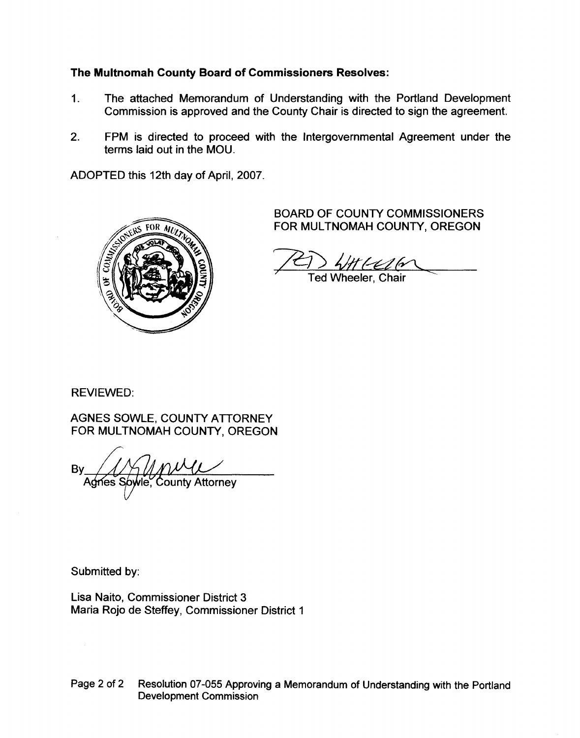**The Multnomah County Board of Commissioners Resolves:**

1. The attached Memorandum of Understanding with the Portland Development Commission is approved and the County Chair is directed to sign the agreement.

2. FPM is directed to proceed with the Intergovernmental Agreement under the terms laid out in the MOU.

ADOPTED this 12th day of April, 2007.

BOARD OF COUNTY COMMISSIONERS
FOR MULTNOMAH COUNTY, OREGON

Ted Wheeler, Chair

REVIEWED:

AGNES SOWLE, COUNTY ATTORNEY
FOR MULTNOMAH COUNTY, OREGON

By ______________________
Agnes Sowle, County Attorney

Submitted by:

Lisa Naito, Commissioner District 3
Maria Rojo de Steffey, Commissioner District 1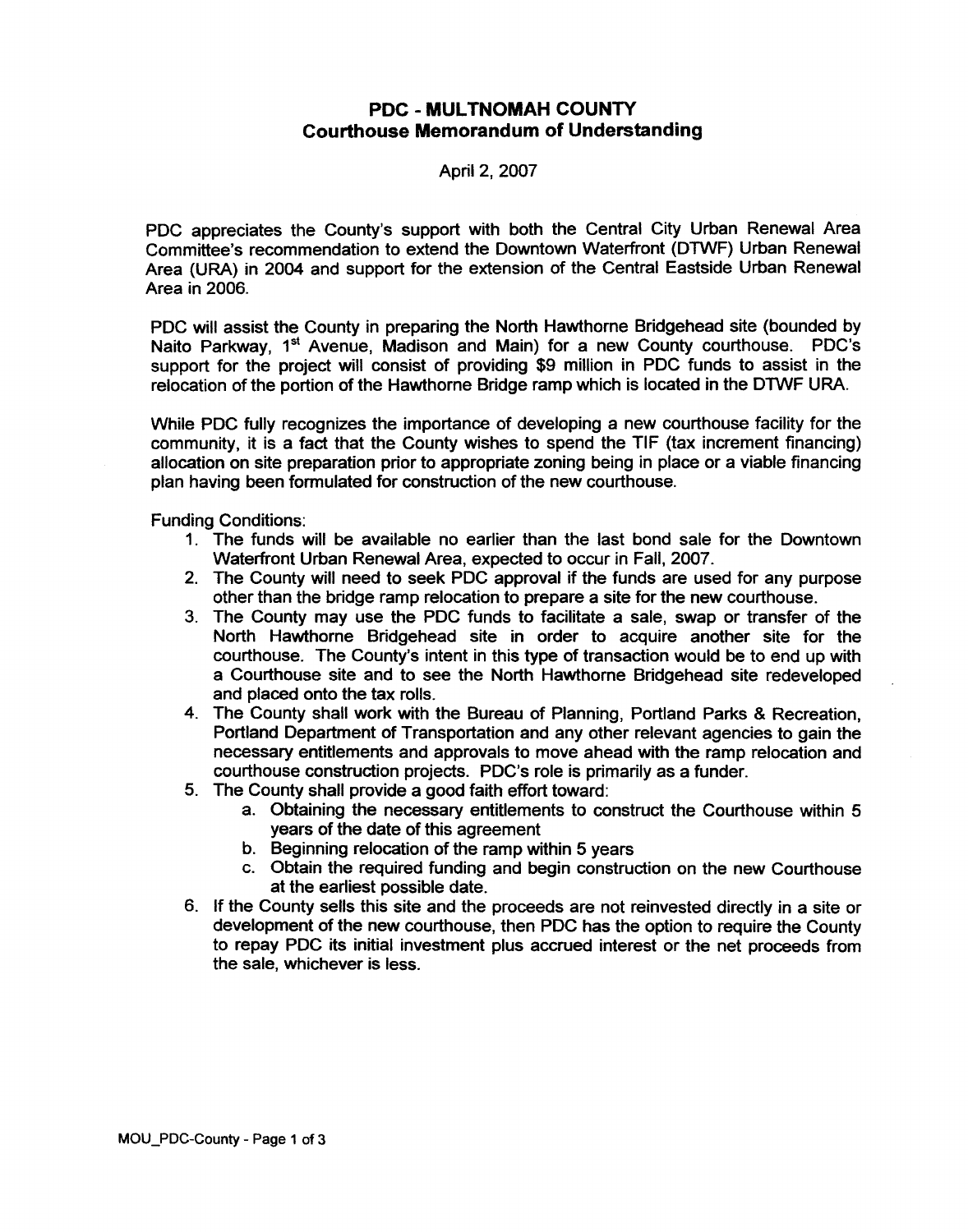# PDC - MULTNOMAH COUNTY
## Courthouse Memorandum of Understanding

April 2, 2007

PDC appreciates the County's support with both the Central City Urban Renewal Area Committee's recommendation to extend the Downtown Waterfront (DTWF) Urban Renewal Area (URA) in 2004 and support for the extension of the Central Eastside Urban Renewal Area in 2006.

PDC will assist the County in preparing the North Hawthorne Bridgehead site (bounded by Naito Parkway, 1st Avenue, Madison and Main) for a new County courthouse. PDC's support for the project will consist of providing $9 million in PDC funds to assist in the relocation of the portion of the Hawthorne Bridge ramp which is located in the DTWF URA.

While PDC fully recognizes the importance of developing a new courthouse facility for the community, it is a fact that the County wishes to spend the TIF (tax increment financing) allocation on site preparation prior to appropriate zoning being in place or a viable financing plan having been formulated for construction of the new courthouse.

Funding Conditions:

1. The funds will be available no earlier than the last bond sale for the Downtown Waterfront Urban Renewal Area, expected to occur in Fall, 2007.
2. The County will need to seek PDC approval if the funds are used for any purpose other than the bridge ramp relocation to prepare a site for the new courthouse.
3. The County may use the PDC funds to facilitate a sale, swap or transfer of the North Hawthorne Bridgehead site in order to acquire another site for the courthouse. The County's intent in this type of transaction would be to end up with a Courthouse site and to see the North Hawthorne Bridgehead site redeveloped and placed onto the tax rolls.
4. The County shall work with the Bureau of Planning, Portland Parks & Recreation, Portland Department of Transportation and any other relevant agencies to gain the necessary entitlements and approvals to move ahead with the ramp relocation and courthouse construction projects. PDC's role is primarily as a funder.
5. The County shall provide a good faith effort toward:
   a. Obtaining the necessary entitlements to construct the Courthouse within 5 years of the date of this agreement
   b. Beginning relocation of the ramp within 5 years
   c. Obtain the required funding and begin construction on the new Courthouse at the earliest possible date.
6. If the County sells this site and the proceeds are not reinvested directly in a site or development of the new courthouse, then PDC has the option to require the County to repay PDC its initial investment plus accrued interest or the net proceeds from the sale, whichever is less.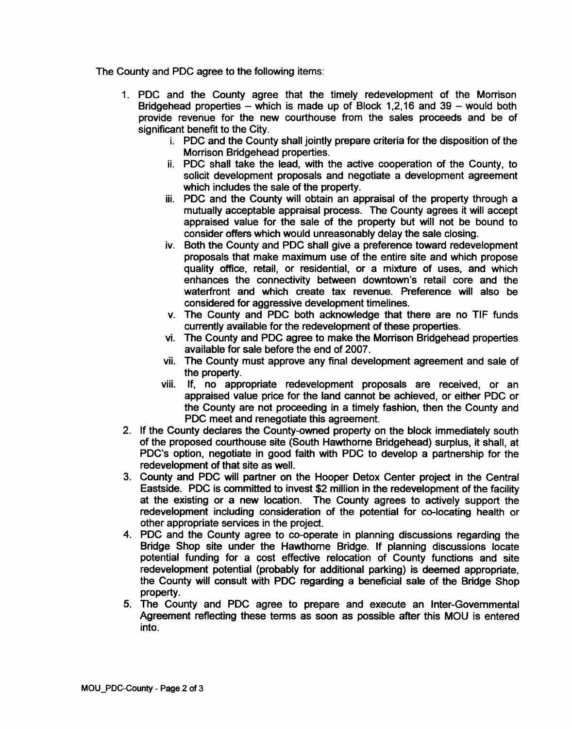The County and PDC agree to the following items:

1. PDC and the County agree that the timely redevelopment of the Morrison Bridgehead properties – which is made up of Block 1,2,16 and 39 – would both provide revenue for the new courthouse from the sales proceeds and be of significant benefit to the City.
   i. PDC and the County shall jointly prepare criteria for the disposition of the Morrison Bridgehead properties.
   ii. PDC shall take the lead, with the active cooperation of the County, to solicit development proposals and negotiate a development agreement which includes the sale of the property.
   iii. PDC and the County will obtain an appraisal of the property through a mutually acceptable appraisal process. The County agrees it will accept appraised value for the sale of the property but will not be bound to consider offers which would unreasonably delay the sale closing.
   iv. Both the County and PDC shall give a preference toward redevelopment proposals that make maximum use of the entire site and which propose quality office, retail, or residential, or a mixture of uses, and which enhances the connectivity between downtown's retail core and the waterfront and which create tax revenue. Preference will also be considered for aggressive development timelines.
   v. The County and PDC both acknowledge that there are no TIF funds currently available for the redevelopment of these properties.
   vi. The County and PDC agree to make the Morrison Bridgehead properties available for sale before the end of 2007.
   vii. The County must approve any final development agreement and sale of the property.
   viii. If, no appropriate redevelopment proposals are received, or an appraised value price for the land cannot be achieved, or either PDC or the County are not proceeding in a timely fashion, then the County and PDC meet and renegotiate this agreement.
2. If the County declares the County-owned property on the block immediately south of the proposed courthouse site (South Hawthorne Bridgehead) surplus, it shall, at PDC's option, negotiate in good faith with PDC to develop a partnership for the redevelopment of that site as well.
3. County and PDC will partner on the Hooper Detox Center project in the Central Eastside. PDC is committed to invest $2 million in the redevelopment of the facility at the existing or a new location. The County agrees to actively support the redevelopment including consideration of the potential for co-locating health or other appropriate services in the project.
4. PDC and the County agree to co-operate in planning discussions regarding the Bridge Shop site under the Hawthorne Bridge. If planning discussions locate potential funding for a cost effective relocation of County functions and site redevelopment potential (probably for additional parking) is deemed appropriate, the County will consult with PDC regarding a beneficial sale of the Bridge Shop property.
5. The County and PDC agree to prepare and execute an Inter-Governmental Agreement reflecting these terms as soon as possible after this MOU is entered into.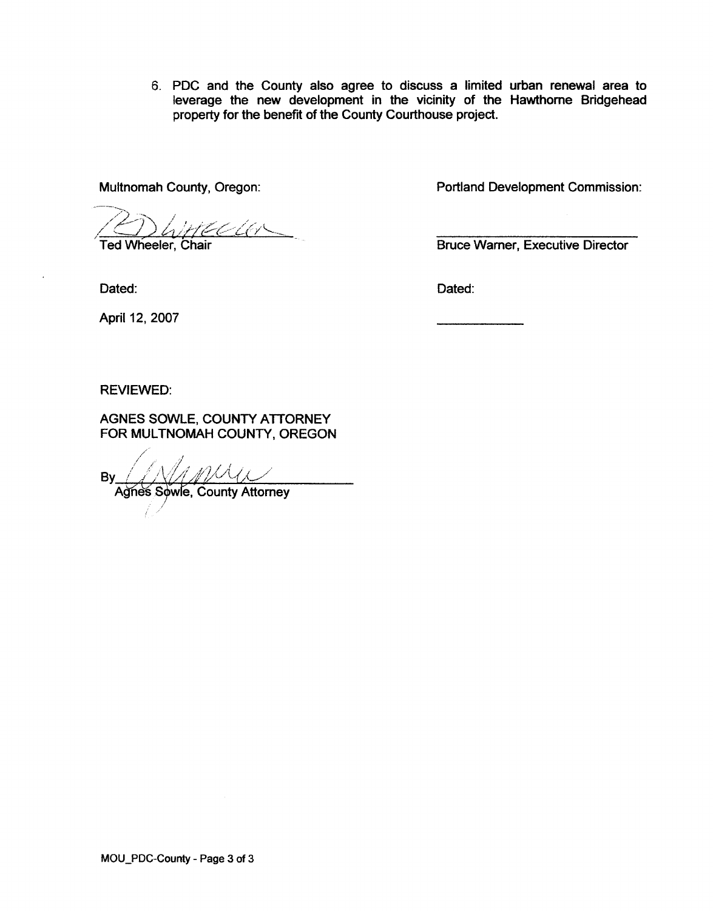6. PDC and the County also agree to discuss a limited urban renewal area to leverage the new development in the vicinity of the Hawthorne Bridgehead property for the benefit of the County Courthouse project.

| | |
|---|---|
| Multnomah County, Oregon: | Portland Development Commission: |
| Ted Wheeler, Chair | Bruce Warner, Executive Director |
| Dated: | Dated: |
| April 12, 2007 | |

REVIEWED:

AGNES SOWLE, COUNTY ATTORNEY
FOR MULTNOMAH COUNTY, OREGON

By ______________________
Agnes Sowle, County Attorney